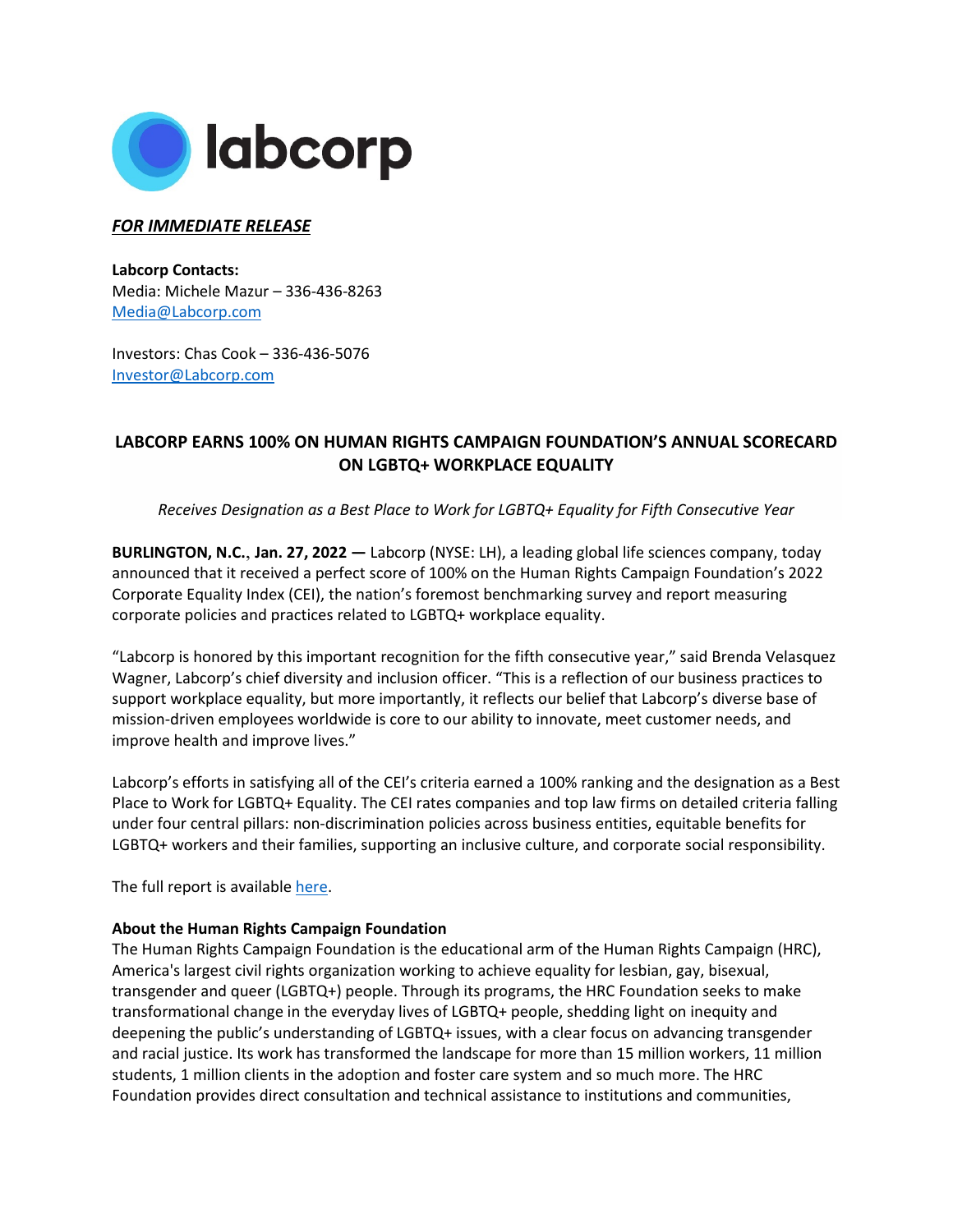labcorp

***FOR IMMEDIATE RELEASE***

**Labcorp Contacts:**
Media: Michele Mazur – 336-436-8263
Media@Labcorp.com

Investors: Chas Cook – 336-436-5076
Investor@Labcorp.com

## LABCORP EARNS 100% ON HUMAN RIGHTS CAMPAIGN FOUNDATION'S ANNUAL SCORECARD ON LGBTQ+ WORKPLACE EQUALITY

*Receives Designation as a Best Place to Work for LGBTQ+ Equality for Fifth Consecutive Year*

**BURLINGTON, N.C.**, **Jan. 27, 2022 —** Labcorp (NYSE: LH), a leading global life sciences company, today announced that it received a perfect score of 100% on the Human Rights Campaign Foundation's 2022 Corporate Equality Index (CEI), the nation's foremost benchmarking survey and report measuring corporate policies and practices related to LGBTQ+ workplace equality.

"Labcorp is honored by this important recognition for the fifth consecutive year," said Brenda Velasquez Wagner, Labcorp's chief diversity and inclusion officer. "This is a reflection of our business practices to support workplace equality, but more importantly, it reflects our belief that Labcorp's diverse base of mission-driven employees worldwide is core to our ability to innovate, meet customer needs, and improve health and improve lives."

Labcorp's efforts in satisfying all of the CEI's criteria earned a 100% ranking and the designation as a Best Place to Work for LGBTQ+ Equality. The CEI rates companies and top law firms on detailed criteria falling under four central pillars: non-discrimination policies across business entities, equitable benefits for LGBTQ+ workers and their families, supporting an inclusive culture, and corporate social responsibility.

The full report is available here.

**About the Human Rights Campaign Foundation**

The Human Rights Campaign Foundation is the educational arm of the Human Rights Campaign (HRC), America's largest civil rights organization working to achieve equality for lesbian, gay, bisexual, transgender and queer (LGBTQ+) people. Through its programs, the HRC Foundation seeks to make transformational change in the everyday lives of LGBTQ+ people, shedding light on inequity and deepening the public's understanding of LGBTQ+ issues, with a clear focus on advancing transgender and racial justice. Its work has transformed the landscape for more than 15 million workers, 11 million students, 1 million clients in the adoption and foster care system and so much more. The HRC Foundation provides direct consultation and technical assistance to institutions and communities,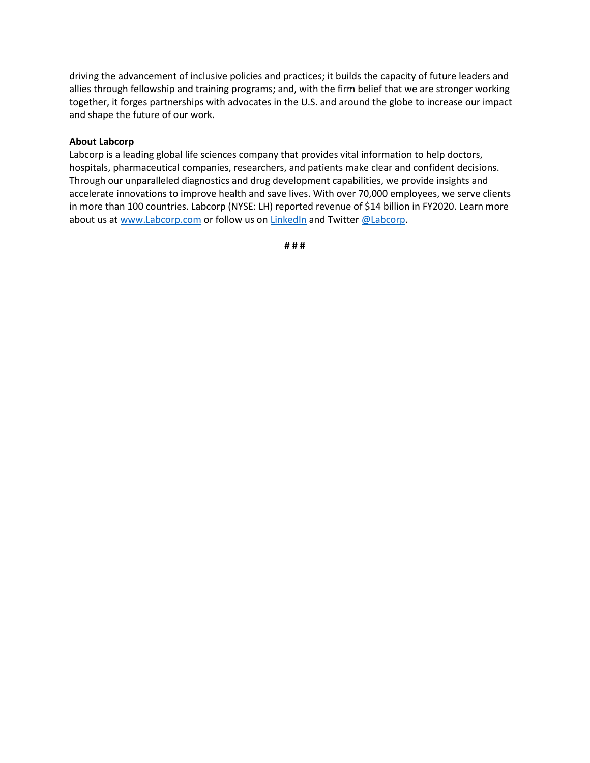driving the advancement of inclusive policies and practices; it builds the capacity of future leaders and allies through fellowship and training programs; and, with the firm belief that we are stronger working together, it forges partnerships with advocates in the U.S. and around the globe to increase our impact and shape the future of our work.

**About Labcorp**

Labcorp is a leading global life sciences company that provides vital information to help doctors, hospitals, pharmaceutical companies, researchers, and patients make clear and confident decisions. Through our unparalleled diagnostics and drug development capabilities, we provide insights and accelerate innovations to improve health and save lives. With over 70,000 employees, we serve clients in more than 100 countries. Labcorp (NYSE: LH) reported revenue of $14 billion in FY2020. Learn more about us at www.Labcorp.com or follow us on LinkedIn and Twitter @Labcorp.

**# # #**